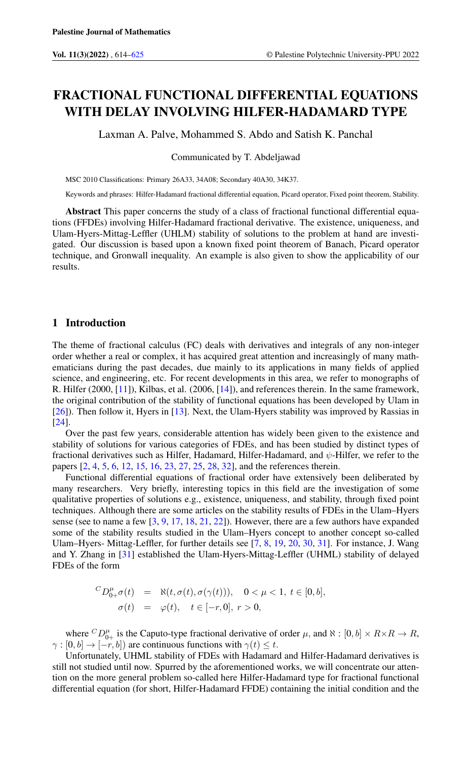# FRACTIONAL FUNCTIONAL DIFFERENTIAL EQUATIONS WITH DELAY INVOLVING HILFER-HADAMARD TYPE

Laxman A. Palve, Mohammed S. Abdo and Satish K. Panchal

Communicated by T. Abdeljawad

MSC 2010 Classifications: Primary 26A33, 34A08; Secondary 40A30, 34K37.

Keywords and phrases: Hilfer-Hadamard fractional differential equation, Picard operator, Fixed point theorem, Stability.

**Abstract** This paper concerns the study of a class of fractional functional differential equations (FFDEs) involving Hilfer-Hadamard fractional derivative. The existence, uniqueness, and Ulam-Hyers-Mittag-Leffler (UHLM) stability of solutions to the problem at hand are investigated. Our discussion is based upon a known fixed point theorem of Banach, Picard operator technique, and Gronwall inequality. An example is also given to show the applicability of our results.

## 1 Introduction

The theme of fractional calculus (FC) deals with derivatives and integrals of any non-integer order whether a real or complex, it has acquired great attention and increasingly of many mathematicians during the past decades, due mainly to its applications in many fields of applied science, and engineering, etc. For recent developments in this area, we refer to monographs of R. Hilfer (2000, [11]), Kilbas, et al. (2006, [14]), and references therein. In the same framework, the original contribution of the stability of functional equations has been developed by Ulam in [26]). Then follow it, Hyers in [13]. Next, the Ulam-Hyers stability was improved by Rassias in [24].

Over the past few years, considerable attention has widely been given to the existence and stability of solutions for various categories of FDEs, and has been studied by distinct types of fractional derivatives such as Hilfer, Hadamard, Hilfer-Hadamard, and $\psi$-Hilfer, we refer to the papers [2, 4, 5, 6, 12, 15, 16, 23, 27, 25, 28, 32], and the references therein.

Functional differential equations of fractional order have extensively been deliberated by many researchers. Very briefly, interesting topics in this field are the investigation of some qualitative properties of solutions e.g., existence, uniqueness, and stability, through fixed point techniques. Although there are some articles on the stability results of FDEs in the Ulam–Hyers sense (see to name a few [3, 9, 17, 18, 21, 22]). However, there are a few authors have expanded some of the stability results studied in the Ulam–Hyers concept to another concept so-called Ulam–Hyers- Mittag-Leffler, for further details see [7, 8, 19, 20, 30, 31]. For instance, J. Wang and Y. Zhang in [31] established the Ulam-Hyers-Mittag-Leffler (UHML) stability of delayed FDEs of the form

$$
\begin{aligned}
{}^{C}D^{\mu}_{0+}\sigma(t) &= \aleph(t,\sigma(t),\sigma(\gamma(t))), \quad 0<\mu<1,\ t\in[0,b],\\
\sigma(t) &= \varphi(t), \quad t\in[-r,0],\ r>0,
\end{aligned}
$$

where ${}^{C}D^{\mu}_{0+}$ is the Caputo-type fractional derivative of order $\mu$, and $\aleph : [0,b]\times R\times R \to R$, $\gamma : [0,b] \to [-r,b])$ are continuous functions with $\gamma(t)\leq t$.

Unfortunately, UHML stability of FDEs with Hadamard and Hilfer-Hadamard derivatives is still not studied until now. Spurred by the aforementioned works, we will concentrate our attention on the more general problem so-called here Hilfer-Hadamard type for fractional functional differential equation (for short, Hilfer-Hadamard FFDE) containing the initial condition and the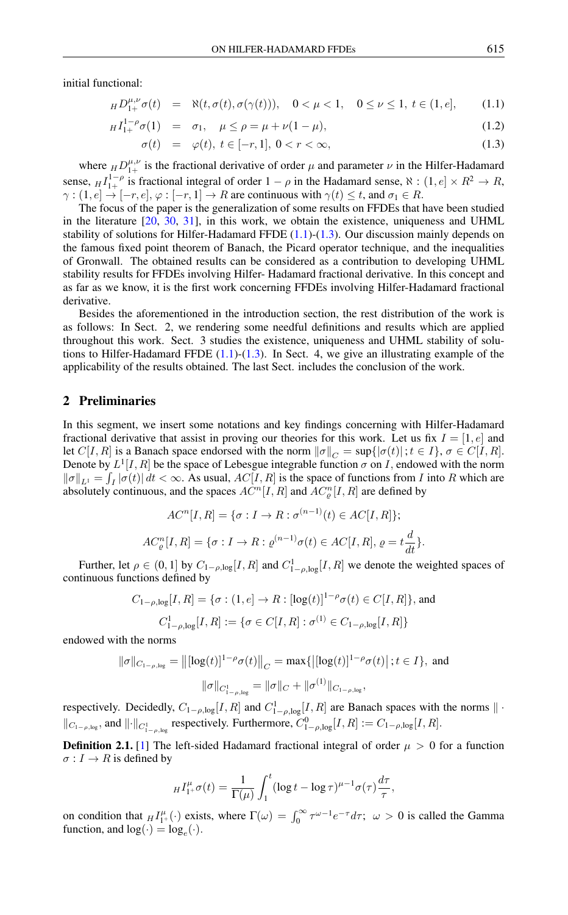initial functional:

$$
\begin{aligned}
{}_{H}D_{1^+}^{\mu,\nu}\sigma(t) &= \aleph(t,\sigma(t),\sigma(\gamma(t))), \quad 0<\mu<1, \quad 0\le\nu\le 1,\ t\in(1,e], && (1.1)\\
{}_{H}I_{1^+}^{1-\rho}\sigma(1) &= \sigma_1, \quad \mu\le\rho=\mu+\nu(1-\mu), && (1.2)\\
\sigma(t) &= \varphi(t),\ t\in[-r,1],\ 0<r<\infty, && (1.3)
\end{aligned}
$$

where ${}_{H}D_{1^+}^{\mu,\nu}$ is the fractional derivative of order $\mu$ and parameter $\nu$ in the Hilfer-Hadamard sense, ${}_{H}I_{1^+}^{1-\rho}$ is fractional integral of order $1-\rho$ in the Hadamard sense, $\aleph:(1,e]\times R^2\to R$, $\gamma:(1,e]\to[-r,e]$, $\varphi:[-r,1]\to R$ are continuous with $\gamma(t)\le t$, and $\sigma_1\in R$.

The focus of the paper is the generalization of some results on FFDEs that have been studied in the literature [20, 30, 31], in this work, we obtain the existence, uniqueness and UHML stability of solutions for Hilfer-Hadamard FFDE (1.1)-(1.3). Our discussion mainly depends on the famous fixed point theorem of Banach, the Picard operator technique, and the inequalities of Gronwall. The obtained results can be considered as a contribution to developing UHML stability results for FFDEs involving Hilfer- Hadamard fractional derivative. In this concept and as far as we know, it is the first work concerning FFDEs involving Hilfer-Hadamard fractional derivative.

Besides the aforementioned in the introduction section, the rest distribution of the work is as follows: In Sect. 2, we rendering some needful definitions and results which are applied throughout this work. Sect. 3 studies the existence, uniqueness and UHML stability of solutions to Hilfer-Hadamard FFDE (1.1)-(1.3). In Sect. 4, we give an illustrating example of the applicability of the results obtained. The last Sect. includes the conclusion of the work.

## 2 Preliminaries

In this segment, we insert some notations and key findings concerning with Hilfer-Hadamard fractional derivative that assist in proving our theories for this work. Let us fix $I=[1,e]$ and let $C[I,R]$ is a Banach space endorsed with the norm $\|\sigma\|_C=\sup\{|\sigma(t)|; t\in I\}$, $\sigma\in C[I,R]$. Denote by $L^1[I,R]$ be the space of Lebesgue integrable function $\sigma$ on $I$, endowed with the norm $\|\sigma\|_{L^1}=\int_I|\sigma(t)|\,dt<\infty$. As usual, $AC[I,R]$ is the space of functions from $I$ into $R$ which are absolutely continuous, and the spaces $AC^n[I,R]$ and $AC_\varrho^n[I,R]$ are defined by

$$
AC^n[I,R]=\{\sigma:I\to R:\sigma^{(n-1)}(t)\in AC[I,R]\};
$$

$$
AC_\varrho^n[I,R]=\{\sigma:I\to R:\varrho^{(n-1)}\sigma(t)\in AC[I,R],\ \varrho=t\frac{d}{dt}\}.
$$

Further, let $\rho\in(0,1]$ by $C_{1-\rho,\log}[I,R]$ and $C^1_{1-\rho,\log}[I,R]$ we denote the weighted spaces of continuous functions defined by

$$
C_{1-\rho,\log}[I,R]=\{\sigma:(1,e]\to R:[\log(t)]^{1-\rho}\sigma(t)\in C[I,R]\},\ \text{and}
$$

$$
C^1_{1-\rho,\log}[I,R]:=\{\sigma\in C[I,R]:\sigma^{(1)}\in C_{1-\rho,\log}[I,R]\}
$$

endowed with the norms

$$
\|\sigma\|_{C_{1-\rho,\log}}=\left\|[\log(t)]^{1-\rho}\sigma(t)\right\|_C=\max\{\left|[\log(t)]^{1-\rho}\sigma(t)\right|; t\in I\},\ \text{and}
$$

$$
\|\sigma\|_{C^1_{1-\rho,\log}}=\|\sigma\|_C+\|\sigma^{(1)}\|_{C_{1-\rho,\log}},
$$

respectively. Decidedly, $C_{1-\rho,\log}[I,R]$ and $C^1_{1-\rho,\log}[I,R]$ are Banach spaces with the norms $\|\cdot\|_{C_{1-\rho,\log}}$ and $\|\cdot\|_{C^1_{1-\rho,\log}}$ respectively. Furthermore, $C^0_{1-\rho,\log}[I,R]:=C_{1-\rho,\log}[I,R]$.

**Definition 2.1.** [1] The left-sided Hadamard fractional integral of order $\mu>0$ for a function $\sigma:I\to R$ is defined by

$$
{}_{H}I_{1^+}^{\mu}\sigma(t)=\frac{1}{\Gamma(\mu)}\int_1^t(\log t-\log\tau)^{\mu-1}\sigma(\tau)\frac{d\tau}{\tau},
$$

on condition that ${}_{H}I_{1^+}^{\mu}(\cdot)$ exists, where $\Gamma(\omega)=\int_0^\infty\tau^{\omega-1}e^{-\tau}d\tau;\ \omega>0$ is called the Gamma function, and $\log(\cdot)=\log_e(\cdot)$.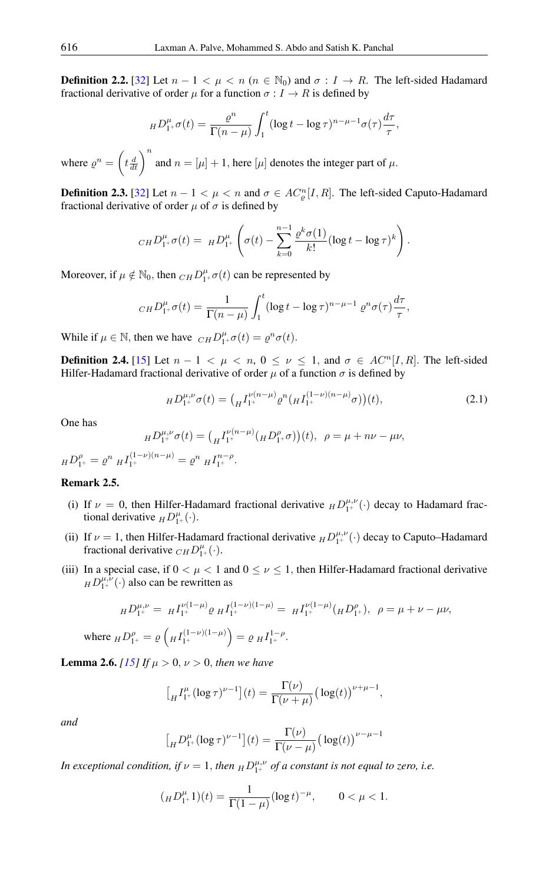**Definition 2.2.** [32] Let $n-1<\mu<n$ $(n\in\mathbb{N}_0)$ and $\sigma: I\to R$. The left-sided Hadamard fractional derivative of order $\mu$ for a function $\sigma: I\to R$ is defined by

$$
{}_{H}D^{\mu}_{1^+}\sigma(t)=\frac{\varrho^n}{\Gamma(n-\mu)}\int_1^t(\log t-\log\tau)^{n-\mu-1}\sigma(\tau)\frac{d\tau}{\tau},
$$

where $\varrho^n=\left(t\frac{d}{dt}\right)^n$ and $n=[\mu]+1$, here $[\mu]$ denotes the integer part of $\mu$.

**Definition 2.3.** [32] Let $n-1<\mu<n$ and $\sigma\in AC^n_{\varrho}[I,R]$. The left-sided Caputo-Hadamard fractional derivative of order $\mu$ of $\sigma$ is defined by

$$
{}_{CH}D^{\mu}_{1^+}\sigma(t)={}_{H}D^{\mu}_{1^+}\left(\sigma(t)-\sum_{k=0}^{n-1}\frac{\varrho^k\sigma(1)}{k!}(\log t-\log\tau)^k\right).
$$

Moreover, if $\mu\notin\mathbb{N}_0$, then ${}_{CH}D^{\mu}_{1^+}\sigma(t)$ can be represented by

$$
{}_{CH}D^{\mu}_{1^+}\sigma(t)=\frac{1}{\Gamma(n-\mu)}\int_1^t(\log t-\log\tau)^{n-\mu-1}\,\varrho^n\sigma(\tau)\frac{d\tau}{\tau},
$$

While if $\mu\in\mathbb{N}$, then we have ${}_{CH}D^{\mu}_{1^+}\sigma(t)=\varrho^n\sigma(t)$.

**Definition 2.4.** [15] Let $n-1<\mu<n$, $0\le\nu\le1$, and $\sigma\in AC^n[I,R]$. The left-sided Hilfer-Hadamard fractional derivative of order $\mu$ of a function $\sigma$ is defined by

$$
{}_{H}D^{\mu,\nu}_{1^+}\sigma(t)=\left({}_{H}I^{\nu(n-\mu)}_{1^+}\varrho^n({}_{H}I^{(1-\nu)(n-\mu)}_{1^+}\sigma)\right)(t), \tag{2.1}
$$

One has

$$
{}_{H}D^{\mu,\nu}_{1^+}\sigma(t)=\left({}_{H}I^{\nu(n-\mu)}_{1^+}({}_{H}D^{\rho}_{1^+}\sigma)\right)(t),\ \ \rho=\mu+n\nu-\mu\nu,
$$

${}_{H}D^{\rho}_{1^+}=\varrho^n\ {}_{H}I^{(1-\nu)(n-\mu)}_{1^+}=\varrho^n\ {}_{H}I^{n-\rho}_{1^+}$.

**Remark 2.5.**

(i) If $\nu=0$, then Hilfer-Hadamard fractional derivative ${}_{H}D^{\mu,\nu}_{1^+}(\cdot)$ decay to Hadamard fractional derivative ${}_{H}D^{\mu}_{1^+}(\cdot)$.

(ii) If $\nu=1$, then Hilfer-Hadamard fractional derivative ${}_{H}D^{\mu,\nu}_{1^+}(\cdot)$ decay to Caputo–Hadamard fractional derivative ${}_{CH}D^{\mu}_{1^+}(\cdot)$.

(iii) In a special case, if $0<\mu<1$ and $0\le\nu\le1$, then Hilfer-Hadamard fractional derivative ${}_{H}D^{\mu,\nu}_{1^+}(\cdot)$ also can be rewritten as

$$
{}_{H}D^{\mu,\nu}_{1^+}={}_{H}I^{\nu(1-\mu)}_{1^+}\varrho\ {}_{H}I^{(1-\nu)(1-\mu)}_{1^+}={}_{H}I^{\nu(1-\mu)}_{1^+}({}_{H}D^{\rho}_{1^+}),\ \ \rho=\mu+\nu-\mu\nu,
$$

where ${}_{H}D^{\rho}_{1^+}=\varrho\left({}_{H}I^{(1-\nu)(1-\mu)}_{1^+}\right)=\varrho\ {}_{H}I^{1-\rho}_{1^+}$.

**Lemma 2.6.** *[15] If $\mu>0$, $\nu>0$, then we have*

$$
\left[{}_{H}I^{\mu}_{1^+}(\log\tau)^{\nu-1}\right](t)=\frac{\Gamma(\nu)}{\Gamma(\nu+\mu)}\big(\log(t)\big)^{\nu+\mu-1},
$$

*and*

$$
\left[{}_{H}D^{\mu}_{1^+}(\log\tau)^{\nu-1}\right](t)=\frac{\Gamma(\nu)}{\Gamma(\nu-\mu)}\big(\log(t)\big)^{\nu-\mu-1}
$$

*In exceptional condition, if $\nu=1$, then ${}_{H}D^{\mu,\nu}_{1^+}$ of a constant is not equal to zero, i.e.*

$$
({}_{H}D^{\mu}_{1^+}1)(t)=\frac{1}{\Gamma(1-\mu)}(\log t)^{-\mu},\qquad 0<\mu<1.
$$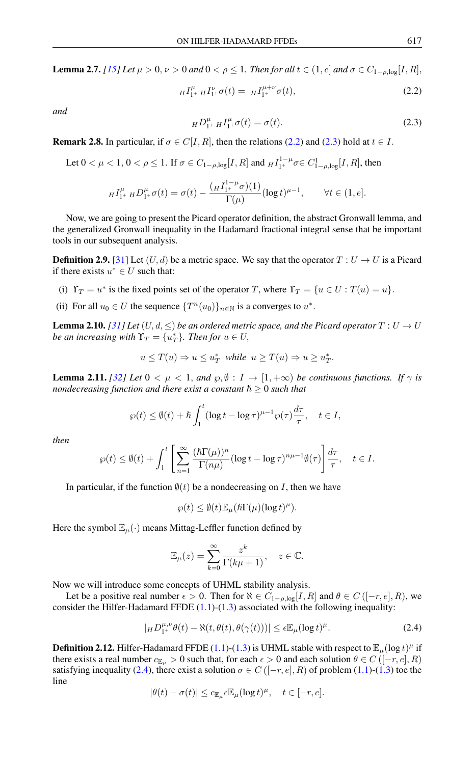**Lemma 2.7.** *[15] Let $\mu > 0$, $\nu > 0$ and $0 < \rho \leq 1$. Then for all $t \in (1, e]$ and $\sigma \in C_{1-\rho,\log}[I, R]$,*

$$
{}_HI^{\mu}_{1^+}\, {}_HI^{\nu}_{1^+}\sigma(t) = {}_HI^{\mu+\nu}_{1^+}\sigma(t), \tag{2.2}
$$

*and*

$$
{}_HD^{\mu}_{1^+}\, {}_HI^{\mu}_{1^+}\sigma(t) = \sigma(t). \tag{2.3}
$$

**Remark 2.8.** In particular, if $\sigma \in C[I, R]$, then the relations (2.2) and (2.3) hold at $t \in I$.

Let $0 < \mu < 1$, $0 < \rho \leq 1$. If $\sigma \in C_{1-\rho,\log}[I, R]$ and ${}_HI^{1-\mu}_{1^+}\sigma \in C^1_{1-\rho,\log}[I, R]$, then

$$
{}_HI^{\mu}_{1^+}\, {}_HD^{\mu}_{1^+}\sigma(t) = \sigma(t) - \frac{({}_HI^{1-\mu}_{1^+}\sigma)(1)}{\Gamma(\mu)}(\log t)^{\mu-1}, \qquad \forall t \in (1, e].
$$

Now, we are going to present the Picard operator definition, the abstract Gronwall lemma, and the generalized Gronwall inequality in the Hadamard fractional integral sense that be important tools in our subsequent analysis.

**Definition 2.9.** [31] Let $(U, d)$ be a metric space. We say that the operator $T : U \to U$ is a Picard if there exists $u^* \in U$ such that:

(i) $\Upsilon_T = u^*$ is the fixed points set of the operator $T$, where $\Upsilon_T = \{u \in U : T(u) = u\}$.

(ii) For all $u_0 \in U$ the sequence $\{T^n(u_0)\}_{n\in\mathbb{N}}$ is a converges to $u^*$.

**Lemma 2.10.** *[31] Let $(U, d, \leq)$ be an ordered metric space, and the Picard operator $T : U \to U$ be an increasing with $\Upsilon_T = \{u^*_T\}$. Then for $u \in U$,*

$$
u \leq T(u) \Rightarrow u \leq u^*_T \;\text{ while }\; u \geq T(u) \Rightarrow u \geq u^*_T.
$$

**Lemma 2.11.** *[32] Let $0 < \mu < 1$, and $\wp, \emptyset : I \to [1, +\infty)$ be continuous functions. If $\gamma$ is nondecreasing function and there exist a constant $\hbar \geq 0$ such that*

$$
\wp(t) \leq \emptyset(t) + \hbar \int_1^t (\log t - \log \tau)^{\mu-1}\wp(\tau)\frac{d\tau}{\tau}, \quad t \in I,
$$

*then*

$$
\wp(t) \leq \emptyset(t) + \int_1^t \left[\sum_{n=1}^{\infty} \frac{(\hbar\Gamma(\mu))^n}{\Gamma(n\mu)}(\log t - \log \tau)^{n\mu-1}\emptyset(\tau)\right]\frac{d\tau}{\tau}, \quad t \in I.
$$

In particular, if the function $\emptyset(t)$ be a nondecreasing on $I$, then we have

$$
\wp(t) \leq \emptyset(t)\mathbb{E}_{\mu}(\hbar\Gamma(\mu)(\log t)^{\mu}).
$$

Here the symbol $\mathbb{E}_{\mu}(\cdot)$ means Mittag-Leffler function defined by

$$
\mathbb{E}_{\mu}(z) = \sum_{k=0}^{\infty} \frac{z^k}{\Gamma(k\mu + 1)}, \quad z \in \mathbb{C}.
$$

Now we will introduce some concepts of UHML stability analysis.

Let be a positive real number $\epsilon > 0$. Then for $\aleph \in C_{1-\rho,\log}[I, R]$ and $\theta \in C([-r, e], R)$, we consider the Hilfer-Hadamard FFDE (1.1)-(1.3) associated with the following inequality:

$$
|{}_HD^{\mu,\nu}_{1^+}\theta(t) - \aleph(t, \theta(t), \theta(\gamma(t)))| \leq \epsilon\mathbb{E}_{\mu}(\log t)^{\mu}. \tag{2.4}
$$

**Definition 2.12.** Hilfer-Hadamard FFDE (1.1)-(1.3) is UHML stable with respect to $\mathbb{E}_{\mu}(\log t)^{\mu}$ if there exists a real number $c_{\mathbb{E}_{\mu}} > 0$ such that, for each $\epsilon > 0$ and each solution $\theta \in C([-r, e], R)$ satisfying inequality (2.4), there exist a solution $\sigma \in C([-r, e], R)$ of problem (1.1)-(1.3) toe the line

$$
|\theta(t) - \sigma(t)| \leq c_{\mathbb{E}_{\mu}}\epsilon\mathbb{E}_{\mu}(\log t)^{\mu}, \quad t \in [-r, e].
$$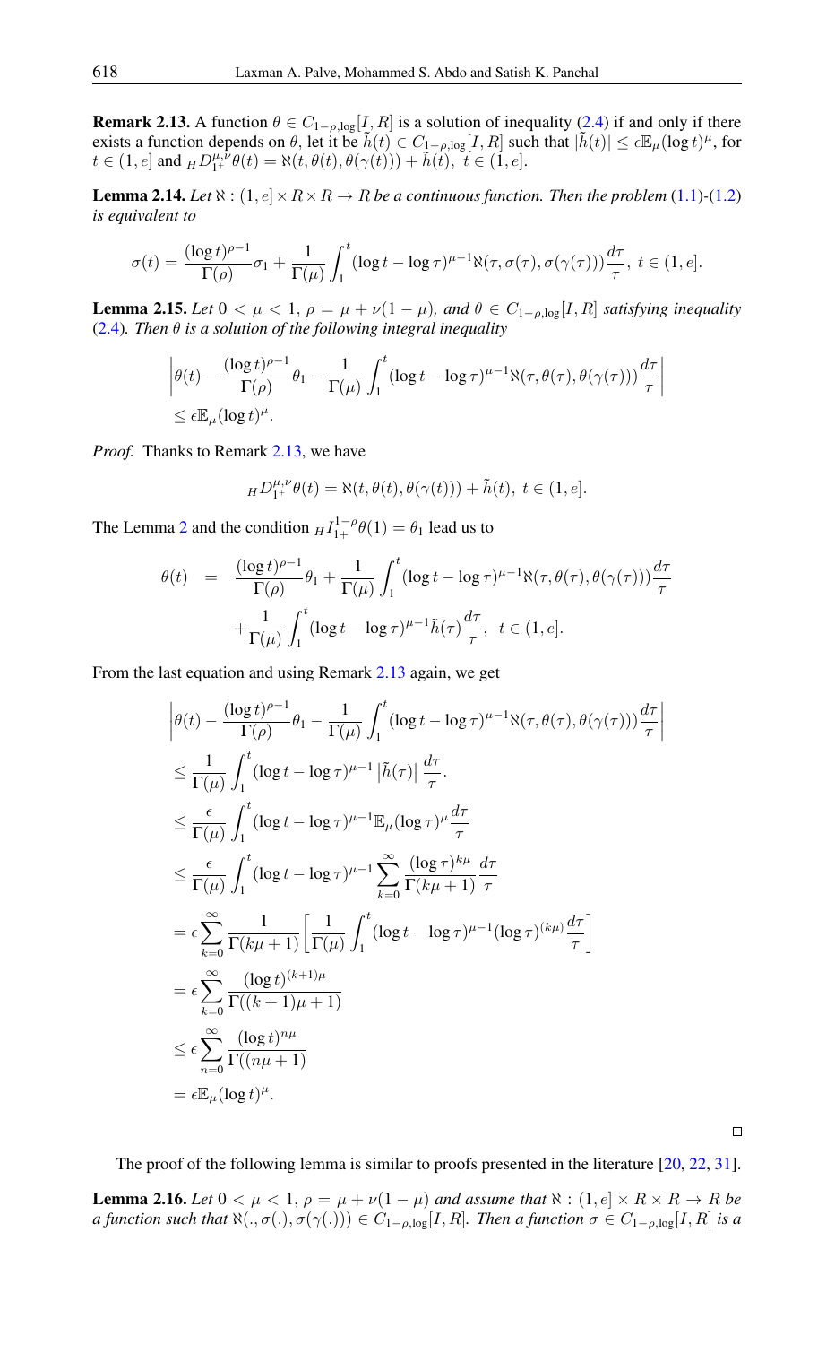**Remark 2.13.** A function $\theta \in C_{1-\rho,\log}[I,R]$ is a solution of inequality (2.4) if and only if there exists a function depends on $\theta$, let it be $\tilde{h}(t) \in C_{1-\rho,\log}[I,R]$ such that $|\tilde{h}(t)| \le \epsilon \mathbb{E}_\mu(\log t)^\mu$, for $t \in (1,e]$ and ${}_H D_{1^+}^{\mu,\nu}\theta(t) = \aleph(t,\theta(t),\theta(\gamma(t))) + \tilde{h}(t),\ t \in (1,e]$.

**Lemma 2.14.** *Let $\aleph : (1,e] \times R \times R \to R$ be a continuous function. Then the problem* (1.1)-(1.2) *is equivalent to*

$$\sigma(t) = \frac{(\log t)^{\rho-1}}{\Gamma(\rho)}\sigma_1 + \frac{1}{\Gamma(\mu)}\int_1^t (\log t - \log \tau)^{\mu-1}\aleph(\tau,\sigma(\tau),\sigma(\gamma(\tau)))\frac{d\tau}{\tau},\ t \in (1,e].$$

**Lemma 2.15.** *Let $0 < \mu < 1$, $\rho = \mu + \nu(1-\mu)$, and $\theta \in C_{1-\rho,\log}[I,R]$ satisfying inequality* (2.4)*. Then $\theta$ is a solution of the following integral inequality*

$$\left|\theta(t) - \frac{(\log t)^{\rho-1}}{\Gamma(\rho)}\theta_1 - \frac{1}{\Gamma(\mu)}\int_1^t (\log t - \log \tau)^{\mu-1}\aleph(\tau,\theta(\tau),\theta(\gamma(\tau)))\frac{d\tau}{\tau}\right|$$
$$\le \epsilon \mathbb{E}_\mu(\log t)^\mu.$$

*Proof.* Thanks to Remark 2.13, we have

$${}_H D_{1^+}^{\mu,\nu}\theta(t) = \aleph(t,\theta(t),\theta(\gamma(t))) + \tilde{h}(t),\ t \in (1,e].$$

The Lemma 2 and the condition ${}_H I_{1^+}^{1-\rho}\theta(1) = \theta_1$ lead us to

$$\begin{aligned}
\theta(t) &= \frac{(\log t)^{\rho-1}}{\Gamma(\rho)}\theta_1 + \frac{1}{\Gamma(\mu)}\int_1^t (\log t - \log \tau)^{\mu-1}\aleph(\tau,\theta(\tau),\theta(\gamma(\tau)))\frac{d\tau}{\tau} \\
&\quad + \frac{1}{\Gamma(\mu)}\int_1^t (\log t - \log \tau)^{\mu-1}\tilde{h}(\tau)\frac{d\tau}{\tau},\ t \in (1,e].
\end{aligned}$$

From the last equation and using Remark 2.13 again, we get

$$\begin{aligned}
&\left|\theta(t) - \frac{(\log t)^{\rho-1}}{\Gamma(\rho)}\theta_1 - \frac{1}{\Gamma(\mu)}\int_1^t (\log t - \log \tau)^{\mu-1}\aleph(\tau,\theta(\tau),\theta(\gamma(\tau)))\frac{d\tau}{\tau}\right| \\
&\le \frac{1}{\Gamma(\mu)}\int_1^t (\log t - \log \tau)^{\mu-1}\left|\tilde{h}(\tau)\right|\frac{d\tau}{\tau}. \\
&\le \frac{\epsilon}{\Gamma(\mu)}\int_1^t (\log t - \log \tau)^{\mu-1}\mathbb{E}_\mu(\log \tau)^\mu\frac{d\tau}{\tau} \\
&\le \frac{\epsilon}{\Gamma(\mu)}\int_1^t (\log t - \log \tau)^{\mu-1}\sum_{k=0}^{\infty}\frac{(\log \tau)^{k\mu}}{\Gamma(k\mu+1)}\frac{d\tau}{\tau} \\
&= \epsilon\sum_{k=0}^{\infty}\frac{1}{\Gamma(k\mu+1)}\left[\frac{1}{\Gamma(\mu)}\int_1^t (\log t - \log \tau)^{\mu-1}(\log \tau)^{(k\mu)}\frac{d\tau}{\tau}\right] \\
&= \epsilon\sum_{k=0}^{\infty}\frac{(\log t)^{(k+1)\mu}}{\Gamma((k+1)\mu+1)} \\
&\le \epsilon\sum_{n=0}^{\infty}\frac{(\log t)^{n\mu}}{\Gamma((n\mu+1)} \\
&= \epsilon \mathbb{E}_\mu(\log t)^\mu.
\end{aligned}$$

□

The proof of the following lemma is similar to proofs presented in the literature [20, 22, 31].

**Lemma 2.16.** *Let $0 < \mu < 1$, $\rho = \mu + \nu(1-\mu)$ and assume that $\aleph : (1,e] \times R \times R \to R$ be a function such that $\aleph(.,\sigma(.),\sigma(\gamma(.))) \in C_{1-\rho,\log}[I,R]$. Then a function $\sigma \in C_{1-\rho,\log}[I,R]$ is a*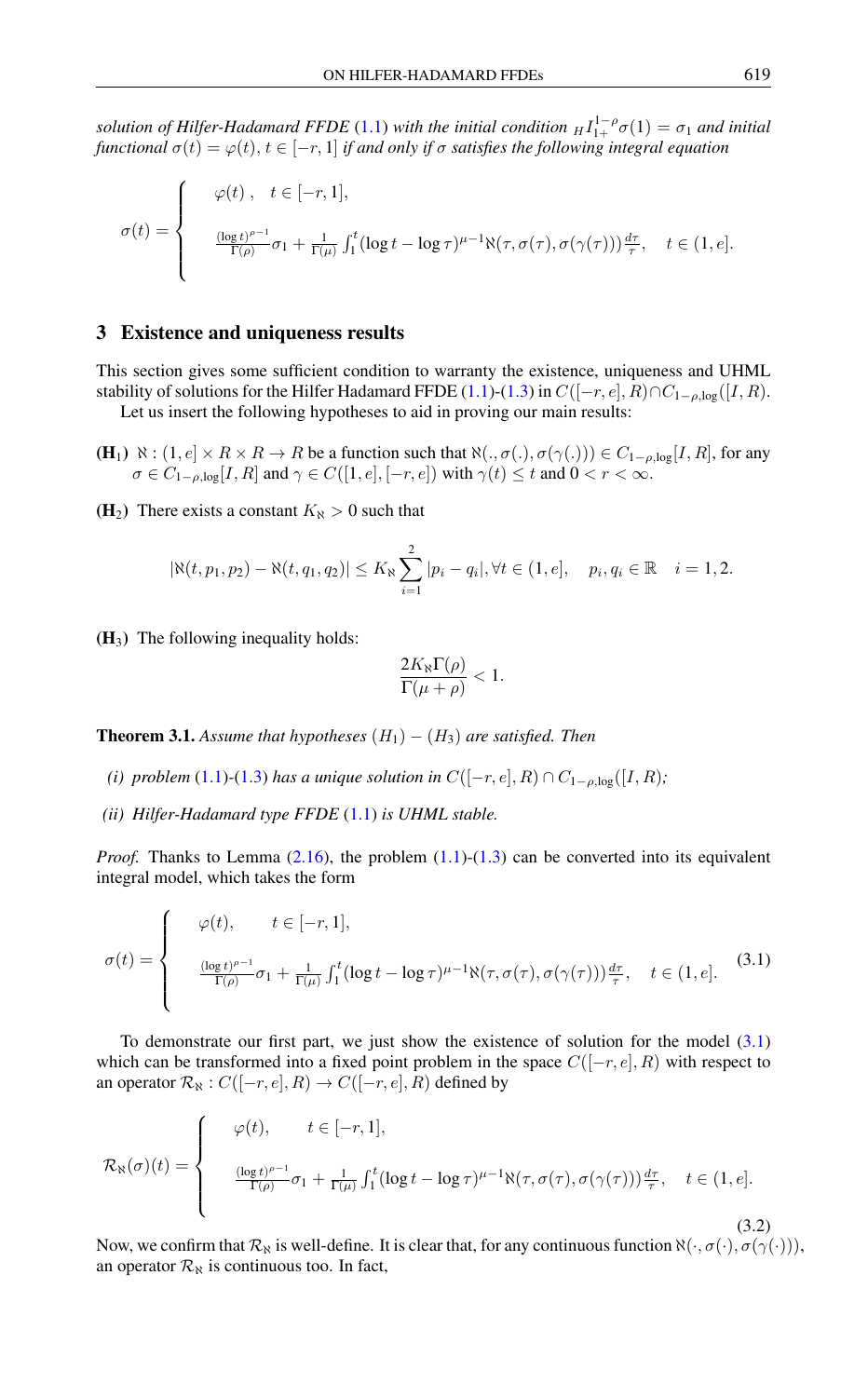*solution of Hilfer-Hadamard FFDE (1.1) with the initial condition ${}_H I_{1^+}^{1-\rho}\sigma(1) = \sigma_1$ and initial functional $\sigma(t) = \varphi(t)$, $t \in [-r, 1]$ if and only if $\sigma$ satisfies the following integral equation*

$$\sigma(t) = \begin{cases} \varphi(t)\,, \quad t \in [-r, 1], \\ \frac{(\log t)^{\rho-1}}{\Gamma(\rho)}\sigma_1 + \frac{1}{\Gamma(\mu)}\int_1^t (\log t - \log \tau)^{\mu-1} \aleph(\tau, \sigma(\tau), \sigma(\gamma(\tau)))\frac{d\tau}{\tau}, \quad t \in (1, e]. \end{cases}$$

## 3 Existence and uniqueness results

This section gives some sufficient condition to warranty the existence, uniqueness and UHML stability of solutions for the Hilfer Hadamard FFDE (1.1)-(1.3) in $C([-r, e], R) \cap C_{1-\rho,\log}([I, R)$.

Let us insert the following hypotheses to aid in proving our main results:

**(H$_1$)** $\aleph : (1, e] \times R \times R \to R$ be a function such that $\aleph(., \sigma(.), \sigma(\gamma(.))) \in C_{1-\rho,\log}[I, R]$, for any $\sigma \in C_{1-\rho,\log}[I, R]$ and $\gamma \in C([1, e], [-r, e])$ with $\gamma(t) \leq t$ and $0 < r < \infty$.

**(H$_2$)** There exists a constant $K_\aleph > 0$ such that

$$|\aleph(t, p_1, p_2) - \aleph(t, q_1, q_2)| \leq K_\aleph \sum_{i=1}^{2} |p_i - q_i|, \forall t \in (1, e], \quad p_i, q_i \in \mathbb{R} \quad i = 1, 2.$$

**(H$_3$)** The following inequality holds:

$$\frac{2K_\aleph \Gamma(\rho)}{\Gamma(\mu + \rho)} < 1.$$

**Theorem 3.1.** *Assume that hypotheses $(H_1) - (H_3)$ are satisfied. Then*

*(i) problem (1.1)-(1.3) has a unique solution in $C([-r, e], R) \cap C_{1-\rho,\log}([I, R)$;*

*(ii) Hilfer-Hadamard type FFDE (1.1) is UHML stable.*

*Proof.* Thanks to Lemma (2.16), the problem (1.1)-(1.3) can be converted into its equivalent integral model, which takes the form

$$\sigma(t) = \begin{cases} \varphi(t), \qquad t \in [-r, 1], \\ \frac{(\log t)^{\rho-1}}{\Gamma(\rho)}\sigma_1 + \frac{1}{\Gamma(\mu)}\int_1^t (\log t - \log \tau)^{\mu-1} \aleph(\tau, \sigma(\tau), \sigma(\gamma(\tau)))\frac{d\tau}{\tau}, \quad t \in (1, e]. \end{cases} \tag{3.1}$$

To demonstrate our first part, we just show the existence of solution for the model (3.1) which can be transformed into a fixed point problem in the space $C([-r, e], R)$ with respect to an operator $\mathcal{R}_\aleph : C([-r, e], R) \to C([-r, e], R)$ defined by

$$\mathcal{R}_\aleph(\sigma)(t) = \begin{cases} \varphi(t), \qquad t \in [-r, 1], \\ \frac{(\log t)^{\rho-1}}{\Gamma(\rho)}\sigma_1 + \frac{1}{\Gamma(\mu)}\int_1^t (\log t - \log \tau)^{\mu-1} \aleph(\tau, \sigma(\tau), \sigma(\gamma(\tau)))\frac{d\tau}{\tau}, \quad t \in (1, e]. \end{cases} \tag{3.2}$$

Now, we confirm that $\mathcal{R}_\aleph$ is well-define. It is clear that, for any continuous function $\aleph(\cdot, \sigma(\cdot), \sigma(\gamma(\cdot)))$, an operator $\mathcal{R}_\aleph$ is continuous too. In fact,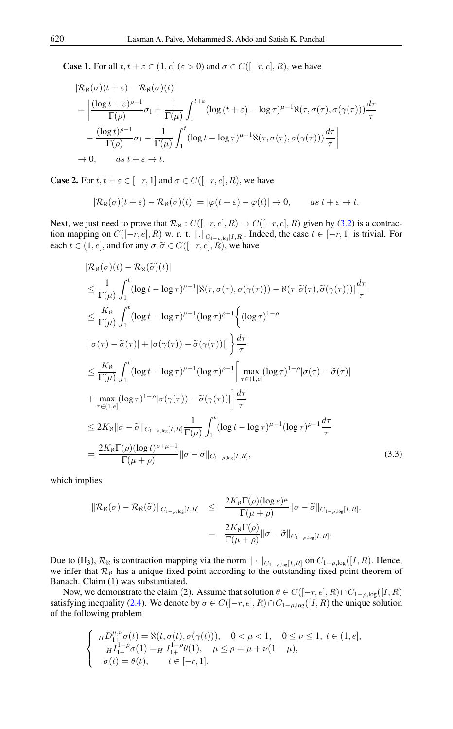**Case 1.** For all $t, t+\varepsilon \in (1, e]$ $(\varepsilon > 0)$ and $\sigma \in C([-r, e], R)$, we have

$$
\begin{aligned}
&|\mathcal{R}_{\aleph}(\sigma)(t+\varepsilon) - \mathcal{R}_{\aleph}(\sigma)(t)| \\
&= \Bigg| \frac{(\log t+\varepsilon)^{\rho-1}}{\Gamma(\rho)}\sigma_1 + \frac{1}{\Gamma(\mu)}\int_1^{t+\varepsilon} (\log(t+\varepsilon) - \log\tau)^{\mu-1}\aleph(\tau, \sigma(\tau), \sigma(\gamma(\tau)))\frac{d\tau}{\tau} \\
&\quad - \frac{(\log t)^{\rho-1}}{\Gamma(\rho)}\sigma_1 - \frac{1}{\Gamma(\mu)}\int_1^{t} (\log t - \log\tau)^{\mu-1}\aleph(\tau, \sigma(\tau), \sigma(\gamma(\tau)))\frac{d\tau}{\tau} \Bigg| \\
&\to 0, \qquad as\ t+\varepsilon \to t.
\end{aligned}
$$

**Case 2.** For $t, t+\varepsilon \in [-r, 1]$ and $\sigma \in C([-r, e], R)$, we have

$$
|\mathcal{R}_{\aleph}(\sigma)(t+\varepsilon) - \mathcal{R}_{\aleph}(\sigma)(t)| = |\varphi(t+\varepsilon) - \varphi(t)| \to 0, \qquad as\ t+\varepsilon \to t.
$$

Next, we just need to prove that $\mathcal{R}_{\aleph} : C([-r, e], R) \to C([-r, e], R)$ given by (3.2) is a contraction mapping on $C([-r, e], R)$ w. r. t. $\|.\|_{C_{1-\rho,\log}[I,R]}$. Indeed, the case $t \in [-r, 1]$ is trivial. For each $t \in (1, e]$, and for any $\sigma, \widetilde{\sigma} \in C([-r, e], R)$, we have

$$
\begin{aligned}
&|\mathcal{R}_{\aleph}(\sigma)(t) - \mathcal{R}_{\aleph}(\widetilde{\sigma})(t)| \\
&\leq \frac{1}{\Gamma(\mu)}\int_1^t (\log t - \log\tau)^{\mu-1}|\aleph(\tau, \sigma(\tau), \sigma(\gamma(\tau))) - \aleph(\tau, \widetilde{\sigma}(\tau), \widetilde{\sigma}(\gamma(\tau)))|\frac{d\tau}{\tau} \\
&\leq \frac{K_{\aleph}}{\Gamma(\mu)}\int_1^t (\log t - \log\tau)^{\mu-1}(\log\tau)^{\rho-1}\Big\{(\log\tau)^{1-\rho} \\
&\big[|\sigma(\tau) - \widetilde{\sigma}(\tau)| + |\sigma(\gamma(\tau)) - \widetilde{\sigma}(\gamma(\tau))|\big]\Big\}\frac{d\tau}{\tau} \\
&\leq \frac{K_{\aleph}}{\Gamma(\mu)}\int_1^t (\log t - \log\tau)^{\mu-1}(\log\tau)^{\rho-1}\Big[\max_{\tau\in(1,e]}(\log\tau)^{1-\rho}|\sigma(\tau) - \widetilde{\sigma}(\tau)| \\
&+ \max_{\tau\in(1,e]}(\log\tau)^{1-\rho}|\sigma(\gamma(\tau)) - \widetilde{\sigma}(\gamma(\tau))|\Big]\frac{d\tau}{\tau} \\
&\leq 2K_{\aleph}\|\sigma - \widetilde{\sigma}\|_{C_{1-\rho,\log}[I,R]}\frac{1}{\Gamma(\mu)}\int_1^t (\log t - \log\tau)^{\mu-1}(\log\tau)^{\rho-1}\frac{d\tau}{\tau} \\
&= \frac{2K_{\aleph}\Gamma(\rho)(\log t)^{\rho+\mu-1}}{\Gamma(\mu+\rho)}\|\sigma - \widetilde{\sigma}\|_{C_{1-\rho,\log}[I,R]},
\end{aligned} \tag{3.3}
$$

which implies

$$
\begin{aligned}
\|\mathcal{R}_{\aleph}(\sigma) - \mathcal{R}_{\aleph}(\widetilde{\sigma})\|_{C_{1-\rho,\log}[I,R]} &\leq \frac{2K_{\aleph}\Gamma(\rho)(\log e)^{\mu}}{\Gamma(\mu+\rho)}\|\sigma - \widetilde{\sigma}\|_{C_{1-\rho,\log}[I,R]}. \\
&= \frac{2K_{\aleph}\Gamma(\rho)}{\Gamma(\mu+\rho)}\|\sigma - \widetilde{\sigma}\|_{C_{1-\rho,\log}[I,R]}.
\end{aligned}
$$

Due to $(H_3)$, $\mathcal{R}_{\aleph}$ is contraction mapping via the norm $\|\cdot\|_{C_{1-\rho,\log}[I,R]}$ on $C_{1-\rho,\log}([I,R)$. Hence, we infer that $\mathcal{R}_{\aleph}$ has a unique fixed point according to the outstanding fixed point theorem of Banach. Claim (1) was substantiated.

Now, we demonstrate the claim (2). Assume that solution $\theta \in C([-r, e], R) \cap C_{1-\rho,\log}([I,R)$ satisfying inequality (2.4). We denote by $\sigma \in C([-r, e], R) \cap C_{1-\rho,\log}([I,R)$ the unique solution of the following problem

$$
\begin{cases}
{}_{H}D_{1^+}^{\mu,\nu}\sigma(t) = \aleph(t, \sigma(t), \sigma(\gamma(t))), \quad 0 < \mu < 1, \quad 0 \leq \nu \leq 1,\ t \in (1, e], \\
{}_{H}I_{1^+}^{1-\rho}\sigma(1) = {}_{H}I_{1^+}^{1-\rho}\theta(1), \quad \mu \leq \rho = \mu + \nu(1-\mu), \\
\sigma(t) = \theta(t), \qquad t \in [-r, 1].
\end{cases}
$$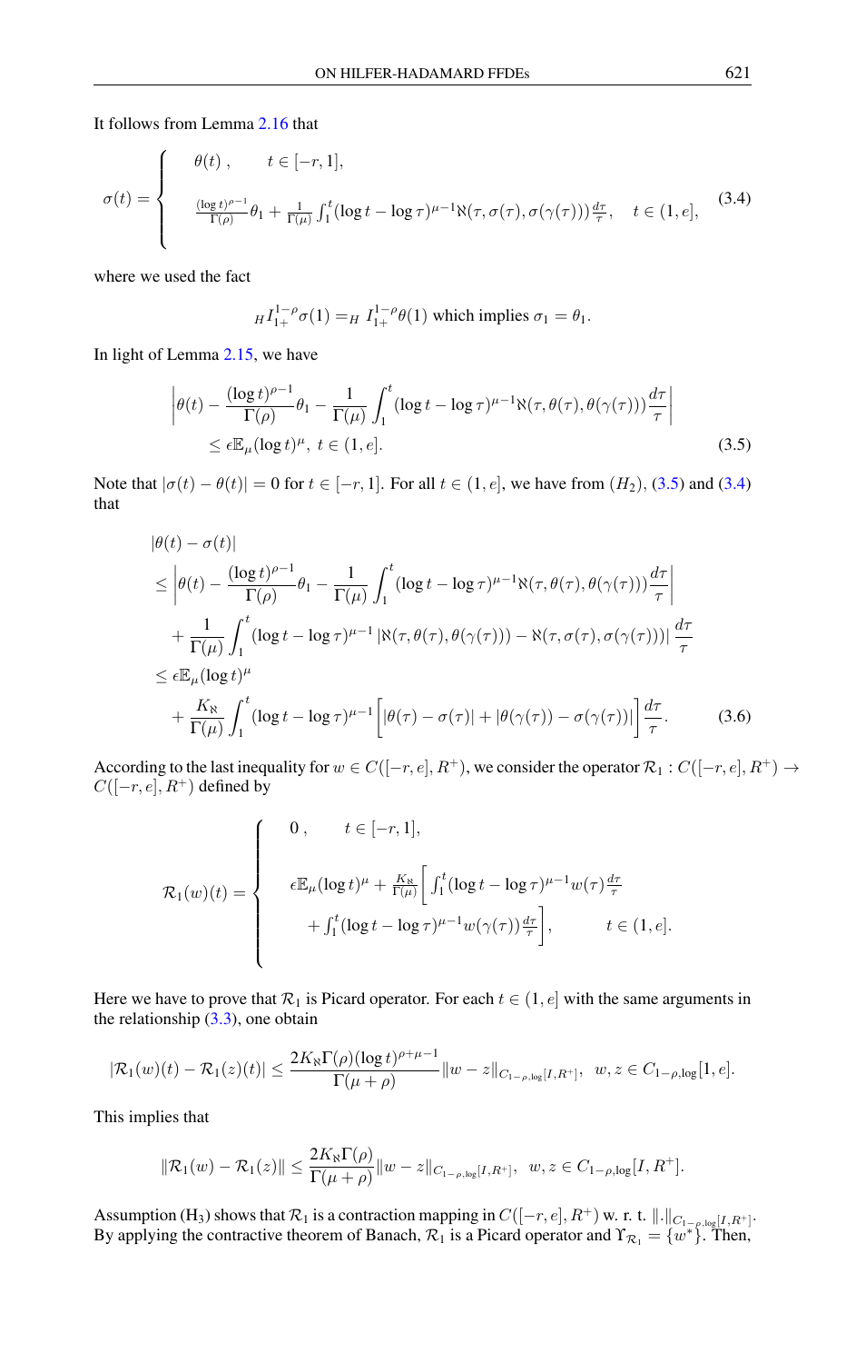It follows from Lemma 2.16 that

$$\sigma(t) = \begin{cases} \theta(t), & t \in [-r, 1], \\ \frac{(\log t)^{\rho-1}}{\Gamma(\rho)}\theta_1 + \frac{1}{\Gamma(\mu)}\int_1^t (\log t - \log \tau)^{\mu-1} \aleph(\tau, \sigma(\tau), \sigma(\gamma(\tau)))\frac{d\tau}{\tau}, & t \in (1, e], \end{cases} \tag{3.4}$$

where we used the fact

$${}_H I_{1^+}^{1-\rho}\sigma(1) = {}_H I_{1^+}^{1-\rho}\theta(1) \text{ which implies } \sigma_1 = \theta_1.$$

In light of Lemma 2.15, we have

$$\left|\theta(t) - \frac{(\log t)^{\rho-1}}{\Gamma(\rho)}\theta_1 - \frac{1}{\Gamma(\mu)}\int_1^t (\log t - \log \tau)^{\mu-1}\aleph(\tau, \theta(\tau), \theta(\gamma(\tau)))\frac{d\tau}{\tau}\right| \leq \epsilon \mathbb{E}_\mu (\log t)^\mu, \ t \in (1, e]. \tag{3.5}$$

Note that $|\sigma(t) - \theta(t)| = 0$ for $t \in [-r, 1]$. For all $t \in (1, e]$, we have from $(H_2)$, (3.5) and (3.4) that

$$\begin{aligned}
&|\theta(t) - \sigma(t)| \\
&\leq \left|\theta(t) - \frac{(\log t)^{\rho-1}}{\Gamma(\rho)}\theta_1 - \frac{1}{\Gamma(\mu)}\int_1^t (\log t - \log \tau)^{\mu-1}\aleph(\tau, \theta(\tau), \theta(\gamma(\tau)))\frac{d\tau}{\tau}\right| \\
&\quad + \frac{1}{\Gamma(\mu)}\int_1^t (\log t - \log \tau)^{\mu-1} \left|\aleph(\tau, \theta(\tau), \theta(\gamma(\tau))) - \aleph(\tau, \sigma(\tau), \sigma(\gamma(\tau)))\right| \frac{d\tau}{\tau} \\
&\leq \epsilon \mathbb{E}_\mu (\log t)^\mu \\
&\quad + \frac{K_\aleph}{\Gamma(\mu)}\int_1^t (\log t - \log \tau)^{\mu-1}\Big[|\theta(\tau) - \sigma(\tau)| + |\theta(\gamma(\tau)) - \sigma(\gamma(\tau))|\Big]\frac{d\tau}{\tau}.
\end{aligned} \tag{3.6}$$

According to the last inequality for $w \in C([-r, e], R^+)$, we consider the operator $\mathcal{R}_1 : C([-r, e], R^+) \to C([-r, e], R^+)$ defined by

$$\mathcal{R}_1(w)(t) = \begin{cases} 0, & t \in [-r, 1], \\ \epsilon \mathbb{E}_\mu (\log t)^\mu + \frac{K_\aleph}{\Gamma(\mu)}\Big[\int_1^t (\log t - \log \tau)^{\mu-1} w(\tau)\frac{d\tau}{\tau} \\ \quad + \int_1^t (\log t - \log \tau)^{\mu-1} w(\gamma(\tau))\frac{d\tau}{\tau}\Big], & t \in (1, e]. \end{cases}$$

Here we have to prove that $\mathcal{R}_1$ is Picard operator. For each $t \in (1, e]$ with the same arguments in the relationship (3.3), one obtain

$$|\mathcal{R}_1(w)(t) - \mathcal{R}_1(z)(t)| \leq \frac{2K_\aleph \Gamma(\rho)(\log t)^{\rho+\mu-1}}{\Gamma(\mu+\rho)}\|w - z\|_{C_{1-\rho,\log}[I, R^+]}, \ \ w, z \in C_{1-\rho,\log}[1, e].$$

This implies that

$$\|\mathcal{R}_1(w) - \mathcal{R}_1(z)\| \leq \frac{2K_\aleph \Gamma(\rho)}{\Gamma(\mu+\rho)}\|w - z\|_{C_{1-\rho,\log}[I, R^+]}, \ \ w, z \in C_{1-\rho,\log}[I, R^+].$$

Assumption (H$_3$) shows that $\mathcal{R}_1$ is a contraction mapping in $C([-r, e], R^+)$ w. r. t. $\|.\|_{C_{1-\rho,\log}[I, R^+]}$. By applying the contractive theorem of Banach, $\mathcal{R}_1$ is a Picard operator and $\Upsilon_{\mathcal{R}_1} = \{w^*\}$. Then,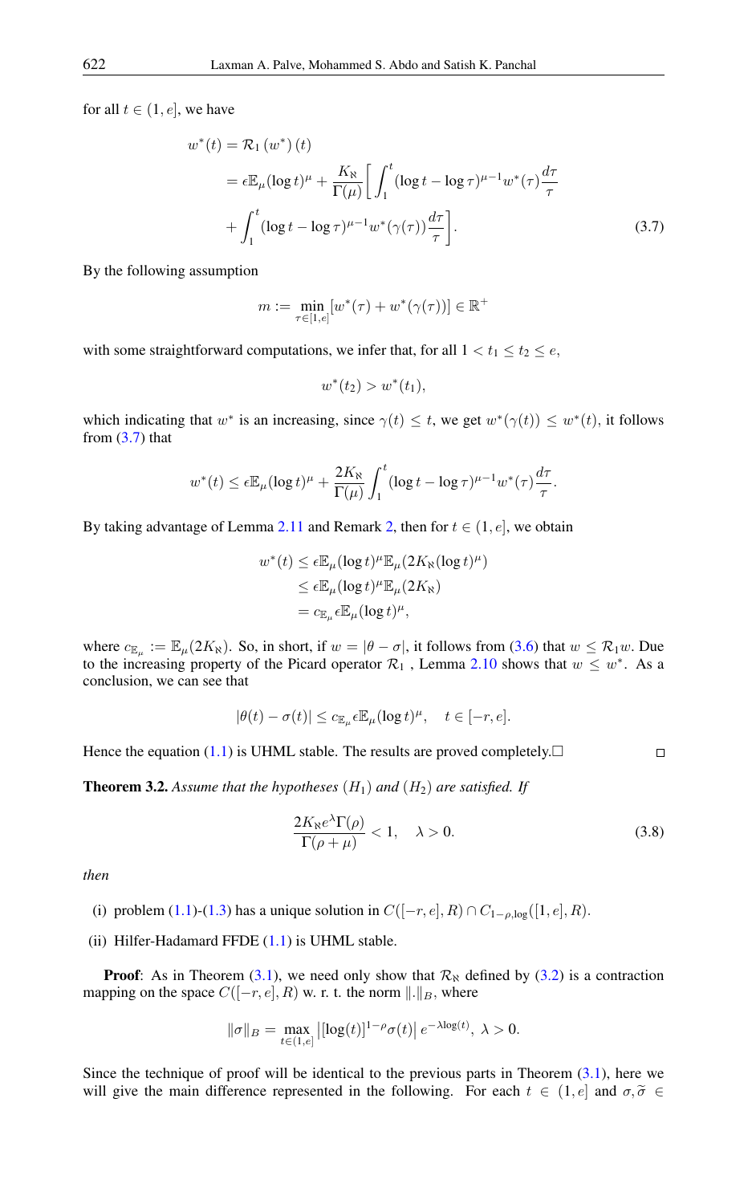for all $t \in (1, e]$, we have

$$\begin{aligned} w^*(t) &= \mathcal{R}_1(w^*)(t) \\ &= \epsilon \mathbb{E}_\mu (\log t)^\mu + \frac{K_\aleph}{\Gamma(\mu)} \bigg[ \int_1^t (\log t - \log \tau)^{\mu-1} w^*(\tau) \frac{d\tau}{\tau} \\ &\quad + \int_1^t (\log t - \log \tau)^{\mu-1} w^*(\gamma(\tau)) \frac{d\tau}{\tau} \bigg]. \end{aligned} \tag{3.7}$$

By the following assumption

$$m := \min_{\tau \in [1,e]} [w^*(\tau) + w^*(\gamma(\tau))] \in \mathbb{R}^+$$

with some straightforward computations, we infer that, for all $1 < t_1 \leq t_2 \leq e$,

$$w^*(t_2) > w^*(t_1),$$

which indicating that $w^*$ is an increasing, since $\gamma(t) \leq t$, we get $w^*(\gamma(t)) \leq w^*(t)$, it follows from (3.7) that

$$w^*(t) \leq \epsilon \mathbb{E}_\mu (\log t)^\mu + \frac{2K_\aleph}{\Gamma(\mu)} \int_1^t (\log t - \log \tau)^{\mu-1} w^*(\tau) \frac{d\tau}{\tau}.$$

By taking advantage of Lemma 2.11 and Remark 2, then for $t \in (1, e]$, we obtain

$$\begin{aligned} w^*(t) &\leq \epsilon \mathbb{E}_\mu (\log t)^\mu \mathbb{E}_\mu (2K_\aleph (\log t)^\mu) \\ &\leq \epsilon \mathbb{E}_\mu (\log t)^\mu \mathbb{E}_\mu (2K_\aleph) \\ &= c_{\mathbb{E}_\mu} \epsilon \mathbb{E}_\mu (\log t)^\mu, \end{aligned}$$

where $c_{\mathbb{E}_\mu} := \mathbb{E}_\mu(2K_\aleph)$. So, in short, if $w = |\theta - \sigma|$, it follows from (3.6) that $w \leq \mathcal{R}_1 w$. Due to the increasing property of the Picard operator $\mathcal{R}_1$ , Lemma 2.10 shows that $w \leq w^*$. As a conclusion, we can see that

$$|\theta(t) - \sigma(t)| \leq c_{\mathbb{E}_\mu} \epsilon \mathbb{E}_\mu (\log t)^\mu, \quad t \in [-r, e].$$

Hence the equation (1.1) is UHML stable. The results are proved completely.□ □

**Theorem 3.2.** *Assume that the hypotheses* $(H_1)$ *and* $(H_2)$ *are satisfied. If*

$$\frac{2K_\aleph e^\lambda \Gamma(\rho)}{\Gamma(\rho + \mu)} < 1, \quad \lambda > 0. \tag{3.8}$$

*then*

(i) problem (1.1)-(1.3) has a unique solution in $C([-r, e], R) \cap C_{1-\rho,\log}([1, e], R)$.

(ii) Hilfer-Hadamard FFDE (1.1) is UHML stable.

**Proof**: As in Theorem (3.1), we need only show that $\mathcal{R}_\aleph$ defined by (3.2) is a contraction mapping on the space $C([-r, e], R)$ w. r. t. the norm $\|.\|_B$, where

$$\|\sigma\|_B = \max_{t \in (1,e]} \left| [\log(t)]^{1-\rho} \sigma(t) \right| e^{-\lambda \log(t)}, \ \lambda > 0.$$

Since the technique of proof will be identical to the previous parts in Theorem (3.1), here we will give the main difference represented in the following. For each $t \in (1, e]$ and $\sigma, \widetilde{\sigma} \in$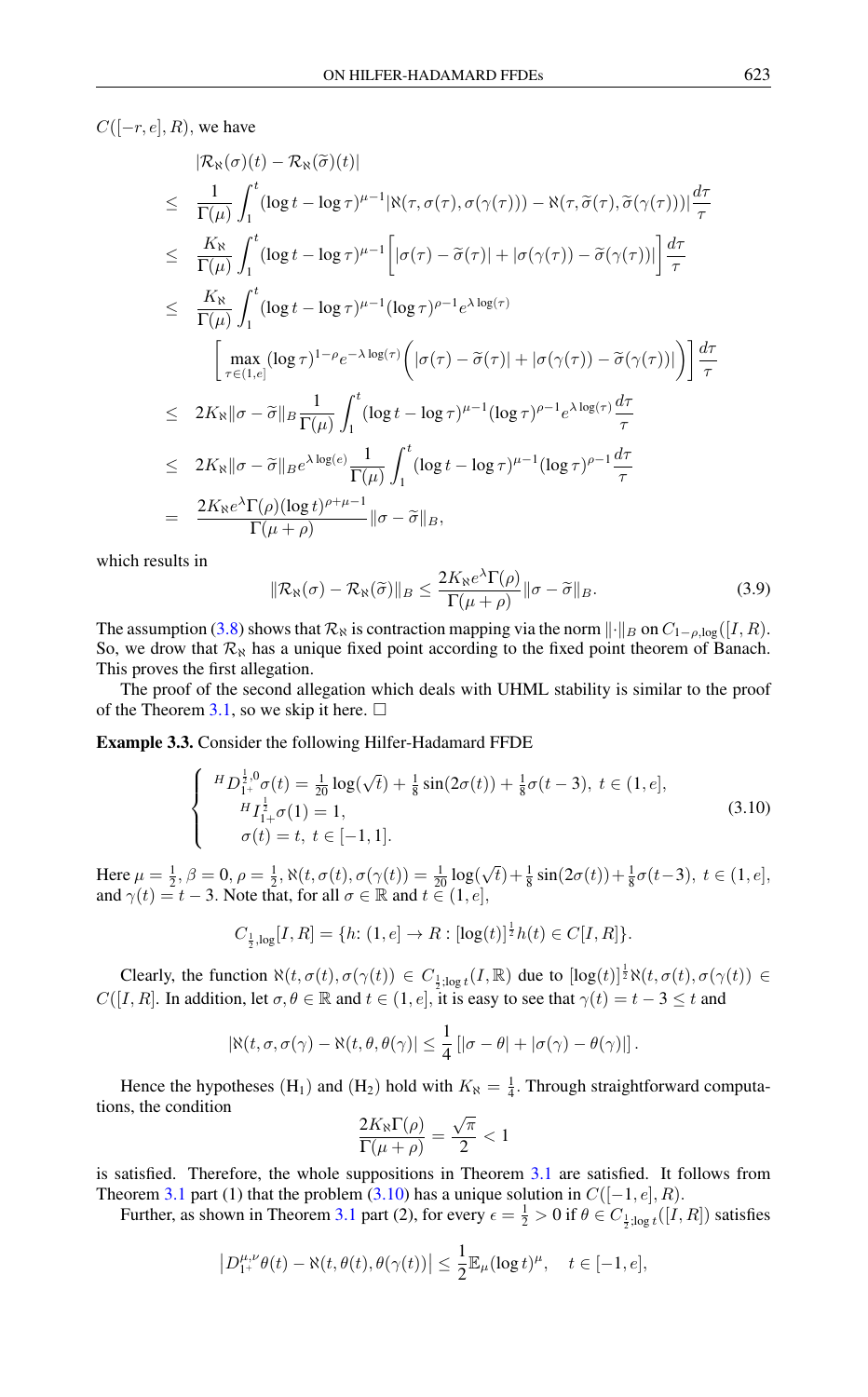$C([-r,e],R)$, we have

$$
\begin{aligned}
&|\mathcal{R}_{\aleph}(\sigma)(t)-\mathcal{R}_{\aleph}(\widetilde{\sigma})(t)| \\
\leq\ & \frac{1}{\Gamma(\mu)}\int_1^t (\log t-\log\tau)^{\mu-1}|\aleph(\tau,\sigma(\tau),\sigma(\gamma(\tau)))-\aleph(\tau,\widetilde{\sigma}(\tau),\widetilde{\sigma}(\gamma(\tau)))|\frac{d\tau}{\tau} \\
\leq\ & \frac{K_{\aleph}}{\Gamma(\mu)}\int_1^t (\log t-\log\tau)^{\mu-1}\Big[|\sigma(\tau)-\widetilde{\sigma}(\tau)|+|\sigma(\gamma(\tau))-\widetilde{\sigma}(\gamma(\tau))|\Big]\frac{d\tau}{\tau} \\
\leq\ & \frac{K_{\aleph}}{\Gamma(\mu)}\int_1^t (\log t-\log\tau)^{\mu-1}(\log\tau)^{\rho-1}e^{\lambda\log(\tau)} \\
&\quad \left[\max_{\tau\in(1,e]}(\log\tau)^{1-\rho}e^{-\lambda\log(\tau)}\Big(|\sigma(\tau)-\widetilde{\sigma}(\tau)|+|\sigma(\gamma(\tau))-\widetilde{\sigma}(\gamma(\tau))|\Big)\right]\frac{d\tau}{\tau} \\
\leq\ & 2K_{\aleph}\|\sigma-\widetilde{\sigma}\|_B\frac{1}{\Gamma(\mu)}\int_1^t(\log t-\log\tau)^{\mu-1}(\log\tau)^{\rho-1}e^{\lambda\log(\tau)}\frac{d\tau}{\tau} \\
\leq\ & 2K_{\aleph}\|\sigma-\widetilde{\sigma}\|_B e^{\lambda\log(e)}\frac{1}{\Gamma(\mu)}\int_1^t(\log t-\log\tau)^{\mu-1}(\log\tau)^{\rho-1}\frac{d\tau}{\tau} \\
=\ & \frac{2K_{\aleph}e^{\lambda}\Gamma(\rho)(\log t)^{\rho+\mu-1}}{\Gamma(\mu+\rho)}\|\sigma-\widetilde{\sigma}\|_B,
\end{aligned}
$$

which results in

$$
\|\mathcal{R}_{\aleph}(\sigma)-\mathcal{R}_{\aleph}(\widetilde{\sigma})\|_B \leq \frac{2K_{\aleph}e^{\lambda}\Gamma(\rho)}{\Gamma(\mu+\rho)}\|\sigma-\widetilde{\sigma}\|_B. \tag{3.9}
$$

The assumption (3.8) shows that $\mathcal{R}_{\aleph}$ is contraction mapping via the norm $\|\cdot\|_B$ on $C_{1-\rho,\log}([I,R])$. So, we drow that $\mathcal{R}_{\aleph}$ has a unique fixed point according to the fixed point theorem of Banach. This proves the first allegation.

The proof of the second allegation which deals with UHML stability is similar to the proof of the Theorem 3.1, so we skip it here. □

**Example 3.3.** Consider the following Hilfer-Hadamard FFDE

$$
\begin{cases}
{}^{H}D_{1^+}^{\frac{1}{2},0}\sigma(t)=\frac{1}{20}\log(\sqrt{t})+\frac{1}{8}\sin(2\sigma(t))+\frac{1}{8}\sigma(t-3),\ t\in(1,e],\\
{}^{H}I_{1^+}^{\frac{1}{2}}\sigma(1)=1,\\
\sigma(t)=t,\ t\in[-1,1].
\end{cases} \tag{3.10}
$$

Here $\mu=\frac{1}{2}, \beta=0, \rho=\frac{1}{2}$, $\aleph(t,\sigma(t),\sigma(\gamma(t))=\frac{1}{20}\log(\sqrt{t})+\frac{1}{8}\sin(2\sigma(t))+\frac{1}{8}\sigma(t-3),\ t\in(1,e]$, and $\gamma(t)=t-3$. Note that, for all $\sigma\in\mathbb{R}$ and $t\in(1,e]$,

$$
C_{\frac{1}{2},\log}[I,R]=\{h\colon(1,e]\to R:[\log(t)]^{\frac{1}{2}}h(t)\in C[I,R]\}.
$$

Clearly, the function $\aleph(t,\sigma(t),\sigma(\gamma(t))\in C_{\frac{1}{2};\log t}(I,\mathbb{R})$ due to $[\log(t)]^{\frac{1}{2}}\aleph(t,\sigma(t),\sigma(\gamma(t))\in C([I,R]$. In addition, let $\sigma,\theta\in\mathbb{R}$ and $t\in(1,e]$, it is easy to see that $\gamma(t)=t-3\leq t$ and

$$
|\aleph(t,\sigma,\sigma(\gamma)-\aleph(t,\theta,\theta(\gamma)|\leq\frac{1}{4}\left[|\sigma-\theta|+|\sigma(\gamma)-\theta(\gamma)|\right].
$$

Hence the hypotheses ($H_1$) and ($H_2$) hold with $K_{\aleph}=\frac{1}{4}$. Through straightforward computations, the condition

$$
\frac{2K_{\aleph}\Gamma(\rho)}{\Gamma(\mu+\rho)}=\frac{\sqrt{\pi}}{2}<1
$$

is satisfied. Therefore, the whole suppositions in Theorem 3.1 are satisfied. It follows from Theorem 3.1 part (1) that the problem (3.10) has a unique solution in $C([-1,e],R)$.

Further, as shown in Theorem 3.1 part (2), for every $\epsilon=\frac{1}{2}>0$ if $\theta\in C_{\frac{1}{2};\log t}([I,R])$ satisfies

$$
\left|D_{1^+}^{\mu,\nu}\theta(t)-\aleph(t,\theta(t),\theta(\gamma(t))\right|\leq\frac{1}{2}\mathbb{E}_{\mu}(\log t)^{\mu},\quad t\in[-1,e],
$$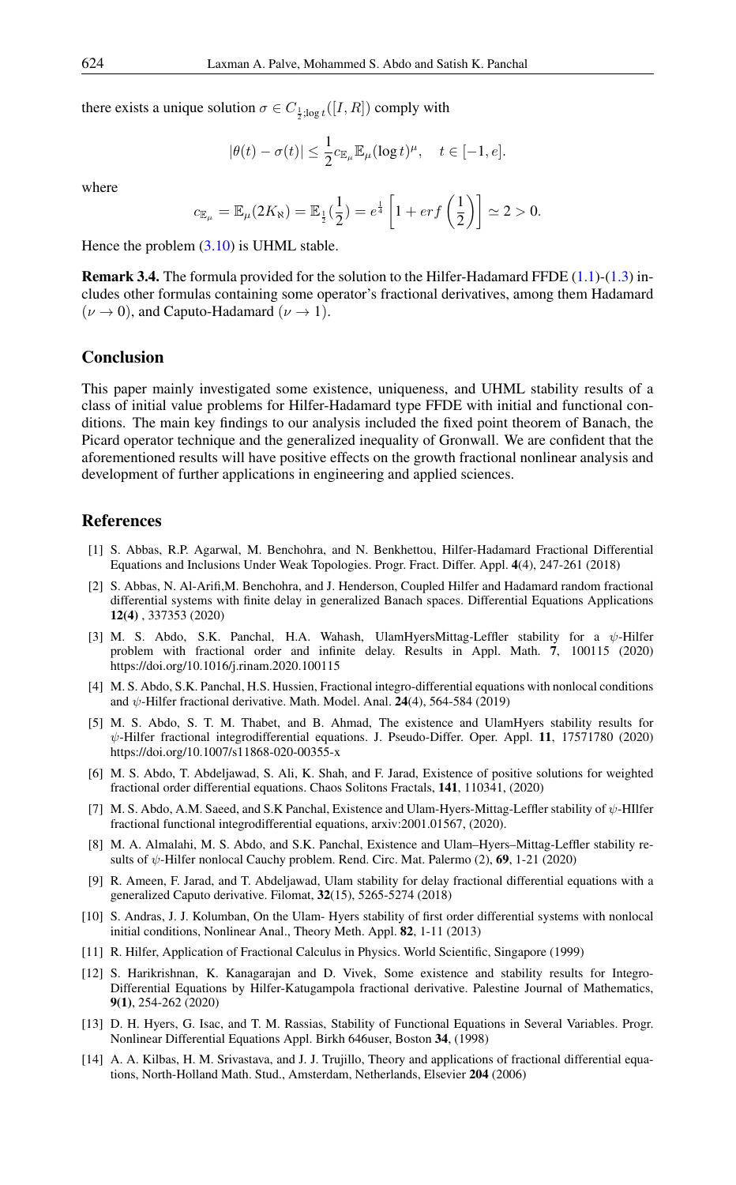there exists a unique solution $\sigma \in C_{\frac{1}{2};\log t}([I, R])$ comply with

$$|\theta(t) - \sigma(t)| \leq \frac{1}{2} c_{\mathbb{E}_\mu} \mathbb{E}_\mu (\log t)^\mu, \quad t \in [-1, e].$$

where

$$c_{\mathbb{E}_\mu} = \mathbb{E}_\mu(2K_\aleph) = \mathbb{E}_{\frac{1}{2}}(\frac{1}{2}) = e^{\frac{1}{4}} \left[1 + erf\left(\frac{1}{2}\right)\right] \simeq 2 > 0.$$

Hence the problem (3.10) is UHML stable.

**Remark 3.4.** The formula provided for the solution to the Hilfer-Hadamard FFDE (1.1)-(1.3) includes other formulas containing some operator's fractional derivatives, among them Hadamard $(\nu \to 0)$, and Caputo-Hadamard $(\nu \to 1)$.

## Conclusion

This paper mainly investigated some existence, uniqueness, and UHML stability results of a class of initial value problems for Hilfer-Hadamard type FFDE with initial and functional conditions. The main key findings to our analysis included the fixed point theorem of Banach, the Picard operator technique and the generalized inequality of Gronwall. We are confident that the aforementioned results will have positive effects on the growth fractional nonlinear analysis and development of further applications in engineering and applied sciences.

## References

[1] S. Abbas, R.P. Agarwal, M. Benchohra, and N. Benkhettou, Hilfer-Hadamard Fractional Differential Equations and Inclusions Under Weak Topologies. Progr. Fract. Differ. Appl. **4**(4), 247-261 (2018)

[2] S. Abbas, N. Al-Arifi,M. Benchohra, and J. Henderson, Coupled Hilfer and Hadamard random fractional differential systems with finite delay in generalized Banach spaces. Differential Equations Applications **12(4)** , 337353 (2020)

[3] M. S. Abdo, S.K. Panchal, H.A. Wahash, UlamHyersMittag-Leffler stability for a $\psi$-Hilfer problem with fractional order and infinite delay. Results in Appl. Math. **7**, 100115 (2020) https://doi.org/10.1016/j.rinam.2020.100115

[4] M. S. Abdo, S.K. Panchal, H.S. Hussien, Fractional integro-differential equations with nonlocal conditions and $\psi$-Hilfer fractional derivative. Math. Model. Anal. **24**(4), 564-584 (2019)

[5] M. S. Abdo, S. T. M. Thabet, and B. Ahmad, The existence and UlamHyers stability results for $\psi$-Hilfer fractional integrodifferential equations. J. Pseudo-Differ. Oper. Appl. **11**, 17571780 (2020) https://doi.org/10.1007/s11868-020-00355-x

[6] M. S. Abdo, T. Abdeljawad, S. Ali, K. Shah, and F. Jarad, Existence of positive solutions for weighted fractional order differential equations. Chaos Solitons Fractals, **141**, 110341, (2020)

[7] M. S. Abdo, A.M. Saeed, and S.K Panchal, Existence and Ulam-Hyers-Mittag-Leffler stability of $\psi$-HIlfer fractional functional integrodifferential equations, arxiv:2001.01567, (2020).

[8] M. A. Almalahi, M. S. Abdo, and S.K. Panchal, Existence and Ulam–Hyers–Mittag-Leffler stability results of $\psi$-Hilfer nonlocal Cauchy problem. Rend. Circ. Mat. Palermo (2), **69**, 1-21 (2020)

[9] R. Ameen, F. Jarad, and T. Abdeljawad, Ulam stability for delay fractional differential equations with a generalized Caputo derivative. Filomat, **32**(15), 5265-5274 (2018)

[10] S. Andras, J. J. Kolumban, On the Ulam- Hyers stability of first order differential systems with nonlocal initial conditions, Nonlinear Anal., Theory Meth. Appl. **82**, 1-11 (2013)

[11] R. Hilfer, Application of Fractional Calculus in Physics. World Scientific, Singapore (1999)

[12] S. Harikrishnan, K. Kanagarajan and D. Vivek, Some existence and stability results for Integro-Differential Equations by Hilfer-Katugampola fractional derivative. Palestine Journal of Mathematics, **9(1)**, 254-262 (2020)

[13] D. H. Hyers, G. Isac, and T. M. Rassias, Stability of Functional Equations in Several Variables. Progr. Nonlinear Differential Equations Appl. Birkh 646user, Boston **34**, (1998)

[14] A. A. Kilbas, H. M. Srivastava, and J. J. Trujillo, Theory and applications of fractional differential equations, North-Holland Math. Stud., Amsterdam, Netherlands, Elsevier **204** (2006)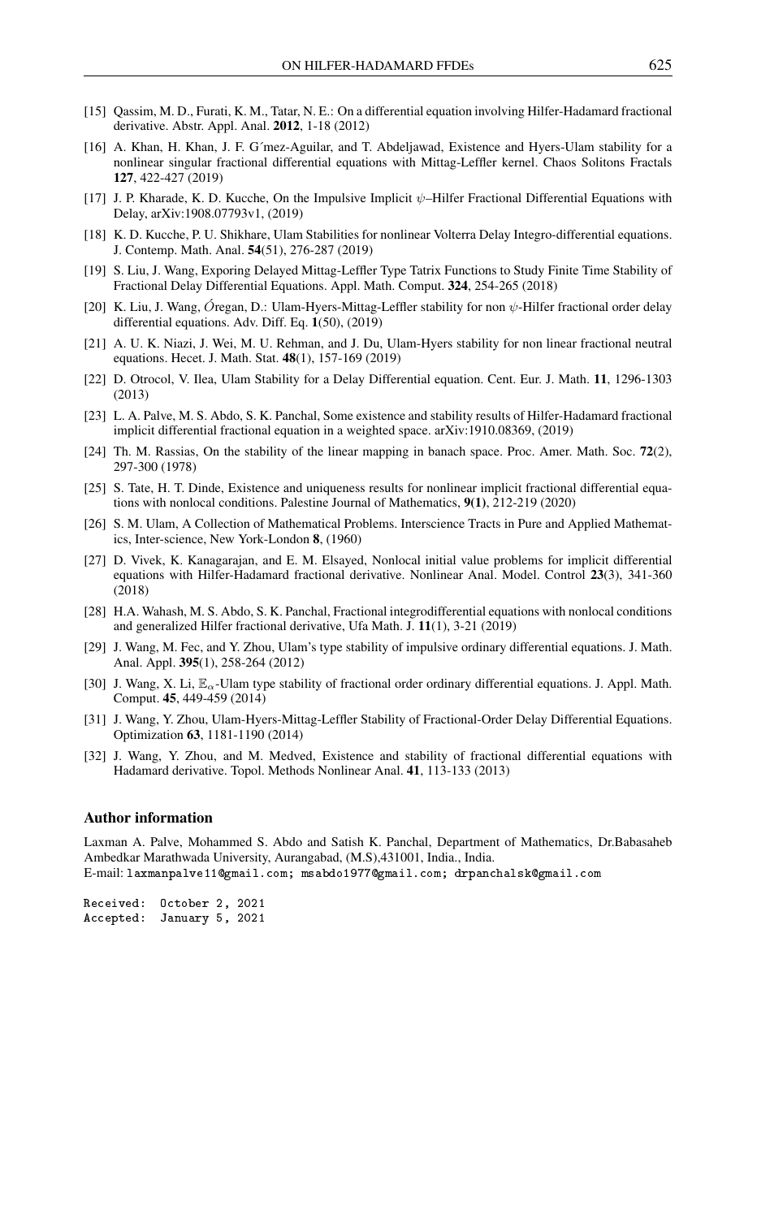[15] Qassim, M. D., Furati, K. M., Tatar, N. E.: On a differential equation involving Hilfer-Hadamard fractional derivative. Abstr. Appl. Anal. **2012**, 1-18 (2012)

[16] A. Khan, H. Khan, J. F. G´mez-Aguilar, and T. Abdeljawad, Existence and Hyers-Ulam stability for a nonlinear singular fractional differential equations with Mittag-Leffler kernel. Chaos Solitons Fractals **127**, 422-427 (2019)

[17] J. P. Kharade, K. D. Kucche, On the Impulsive Implicit $\psi$–Hilfer Fractional Differential Equations with Delay, arXiv:1908.07793v1, (2019)

[18] K. D. Kucche, P. U. Shikhare, Ulam Stabilities for nonlinear Volterra Delay Integro-differential equations. J. Contemp. Math. Anal. **54**(51), 276-287 (2019)

[19] S. Liu, J. Wang, Exporing Delayed Mittag-Leffler Type Tatrix Functions to Study Finite Time Stability of Fractional Delay Differential Equations. Appl. Math. Comput. **324**, 254-265 (2018)

[20] K. Liu, J. Wang, Óregan, D.: Ulam-Hyers-Mittag-Leffler stability for non $\psi$-Hilfer fractional order delay differential equations. Adv. Diff. Eq. **1**(50), (2019)

[21] A. U. K. Niazi, J. Wei, M. U. Rehman, and J. Du, Ulam-Hyers stability for non linear fractional neutral equations. Hecet. J. Math. Stat. **48**(1), 157-169 (2019)

[22] D. Otrocol, V. Ilea, Ulam Stability for a Delay Differential equation. Cent. Eur. J. Math. **11**, 1296-1303 (2013)

[23] L. A. Palve, M. S. Abdo, S. K. Panchal, Some existence and stability results of Hilfer-Hadamard fractional implicit differential fractional equation in a weighted space. arXiv:1910.08369, (2019)

[24] Th. M. Rassias, On the stability of the linear mapping in banach space. Proc. Amer. Math. Soc. **72**(2), 297-300 (1978)

[25] S. Tate, H. T. Dinde, Existence and uniqueness results for nonlinear implicit fractional differential equations with nonlocal conditions. Palestine Journal of Mathematics, **9(1)**, 212-219 (2020)

[26] S. M. Ulam, A Collection of Mathematical Problems. Interscience Tracts in Pure and Applied Mathematics, Inter-science, New York-London **8**, (1960)

[27] D. Vivek, K. Kanagarajan, and E. M. Elsayed, Nonlocal initial value problems for implicit differential equations with Hilfer-Hadamard fractional derivative. Nonlinear Anal. Model. Control **23**(3), 341-360 (2018)

[28] H.A. Wahash, M. S. Abdo, S. K. Panchal, Fractional integrodifferential equations with nonlocal conditions and generalized Hilfer fractional derivative, Ufa Math. J. **11**(1), 3-21 (2019)

[29] J. Wang, M. Fec, and Y. Zhou, Ulam's type stability of impulsive ordinary differential equations. J. Math. Anal. Appl. **395**(1), 258-264 (2012)

[30] J. Wang, X. Li, $\mathbb{E}_{\alpha}$-Ulam type stability of fractional order ordinary differential equations. J. Appl. Math. Comput. **45**, 449-459 (2014)

[31] J. Wang, Y. Zhou, Ulam-Hyers-Mittag-Leffler Stability of Fractional-Order Delay Differential Equations. Optimization **63**, 1181-1190 (2014)

[32] J. Wang, Y. Zhou, and M. Medved, Existence and stability of fractional differential equations with Hadamard derivative. Topol. Methods Nonlinear Anal. **41**, 113-133 (2013)

### Author information

Laxman A. Palve, Mohammed S. Abdo and Satish K. Panchal, Department of Mathematics, Dr.Babasaheb Ambedkar Marathwada University, Aurangabad, (M.S),431001, India., India.
E-mail: laxmanpalve11@gmail.com; msabdo1977@gmail.com; drpanchalsk@gmail.com

Received: October 2, 2021
Accepted: January 5, 2021